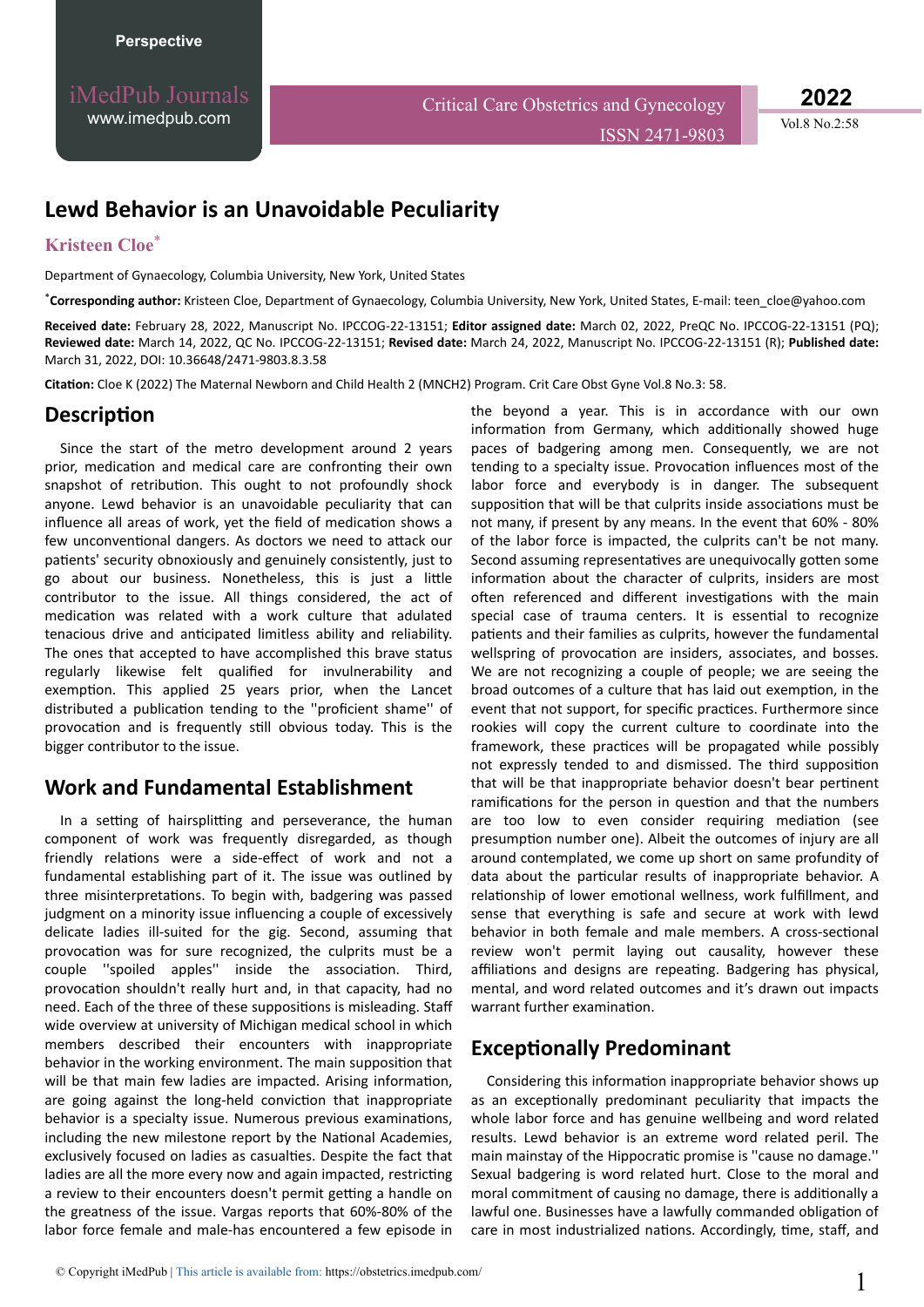Perspective

# Lewd Behavior is an Unavoidable Peculiarity

**Kristeen Cloe***

Department of Gynaecology, Columbia University, New York, United States

***Corresponding author:** Kristeen Cloe, Department of Gynaecology, Columbia University, New York, United States, E-mail: teen_cloe@yahoo.com

**Received date:** February 28, 2022, Manuscript No. IPCCOG-22-13151; **Editor assigned date:** March 02, 2022, PreQC No. IPCCOG-22-13151 (PQ); **Reviewed date:** March 14, 2022, QC No. IPCCOG-22-13151; **Revised date:** March 24, 2022, Manuscript No. IPCCOG-22-13151 (R); **Published date:** March 31, 2022, DOI: 10.36648/2471-9803.8.3.58

**Citation:** Cloe K (2022) The Maternal Newborn and Child Health 2 (MNCH2) Program. Crit Care Obst Gyne Vol.8 No.3: 58.

## Description

Since the start of the metro development around 2 years prior, medication and medical care are confronting their own snapshot of retribution. This ought to not profoundly shock anyone. Lewd behavior is an unavoidable peculiarity that can influence all areas of work, yet the field of medication shows a few unconventional dangers. As doctors we need to attack our patients' security obnoxiously and genuinely consistently, just to go about our business. Nonetheless, this is just a little contributor to the issue. All things considered, the act of medication was related with a work culture that adulated tenacious drive and anticipated limitless ability and reliability. The ones that accepted to have accomplished this brave status regularly likewise felt qualified for invulnerability and exemption. This applied 25 years prior, when the Lancet distributed a publication tending to the ''proficient shame'' of provocation and is frequently still obvious today. This is the bigger contributor to the issue.

## Work and Fundamental Establishment

In a setting of hairsplitting and perseverance, the human component of work was frequently disregarded, as though friendly relations were a side-effect of work and not a fundamental establishing part of it. The issue was outlined by three misinterpretations. To begin with, badgering was passed judgment on a minority issue influencing a couple of excessively delicate ladies ill-suited for the gig. Second, assuming that provocation was for sure recognized, the culprits must be a couple ''spoiled apples'' inside the association. Third, provocation shouldn't really hurt and, in that capacity, had no need. Each of the three of these suppositions is misleading. Staff wide overview at university of Michigan medical school in which members described their encounters with inappropriate behavior in the working environment. The main supposition that will be that main few ladies are impacted. Arising information, are going against the long-held conviction that inappropriate behavior is a specialty issue. Numerous previous examinations, including the new milestone report by the National Academies, exclusively focused on ladies as casualties. Despite the fact that ladies are all the more every now and again impacted, restricting a review to their encounters doesn't permit getting a handle on the greatness of the issue. Vargas reports that 60%-80% of the labor force female and male-has encountered a few episode in the beyond a year. This is in accordance with our own information from Germany, which additionally showed huge paces of badgering among men. Consequently, we are not tending to a specialty issue. Provocation influences most of the labor force and everybody is in danger. The subsequent supposition that will be that culprits inside associations must be not many, if present by any means. In the event that 60% - 80% of the labor force is impacted, the culprits can't be not many. Second assuming representatives are unequivocally gotten some information about the character of culprits, insiders are most often referenced and different investigations with the main special case of trauma centers. It is essential to recognize patients and their families as culprits, however the fundamental wellspring of provocation are insiders, associates, and bosses. We are not recognizing a couple of people; we are seeing the broad outcomes of a culture that has laid out exemption, in the event that not support, for specific practices. Furthermore since rookies will copy the current culture to coordinate into the framework, these practices will be propagated while possibly not expressly tended to and dismissed. The third supposition that will be that inappropriate behavior doesn't bear pertinent ramifications for the person in question and that the numbers are too low to even consider requiring mediation (see presumption number one). Albeit the outcomes of injury are all around contemplated, we come up short on same profundity of data about the particular results of inappropriate behavior. A relationship of lower emotional wellness, work fulfillment, and sense that everything is safe and secure at work with lewd behavior in both female and male members. A cross-sectional review won't permit laying out causality, however these affiliations and designs are repeating. Badgering has physical, mental, and word related outcomes and it's drawn out impacts warrant further examination.

## Exceptionally Predominant

Considering this information inappropriate behavior shows up as an exceptionally predominant peculiarity that impacts the whole labor force and has genuine wellbeing and word related results. Lewd behavior is an extreme word related peril. The main mainstay of the Hippocratic promise is ''cause no damage.'' Sexual badgering is word related hurt. Close to the moral and moral commitment of causing no damage, there is additionally a lawful one. Businesses have a lawfully commanded obligation of care in most industrialized nations. Accordingly, time, staff, and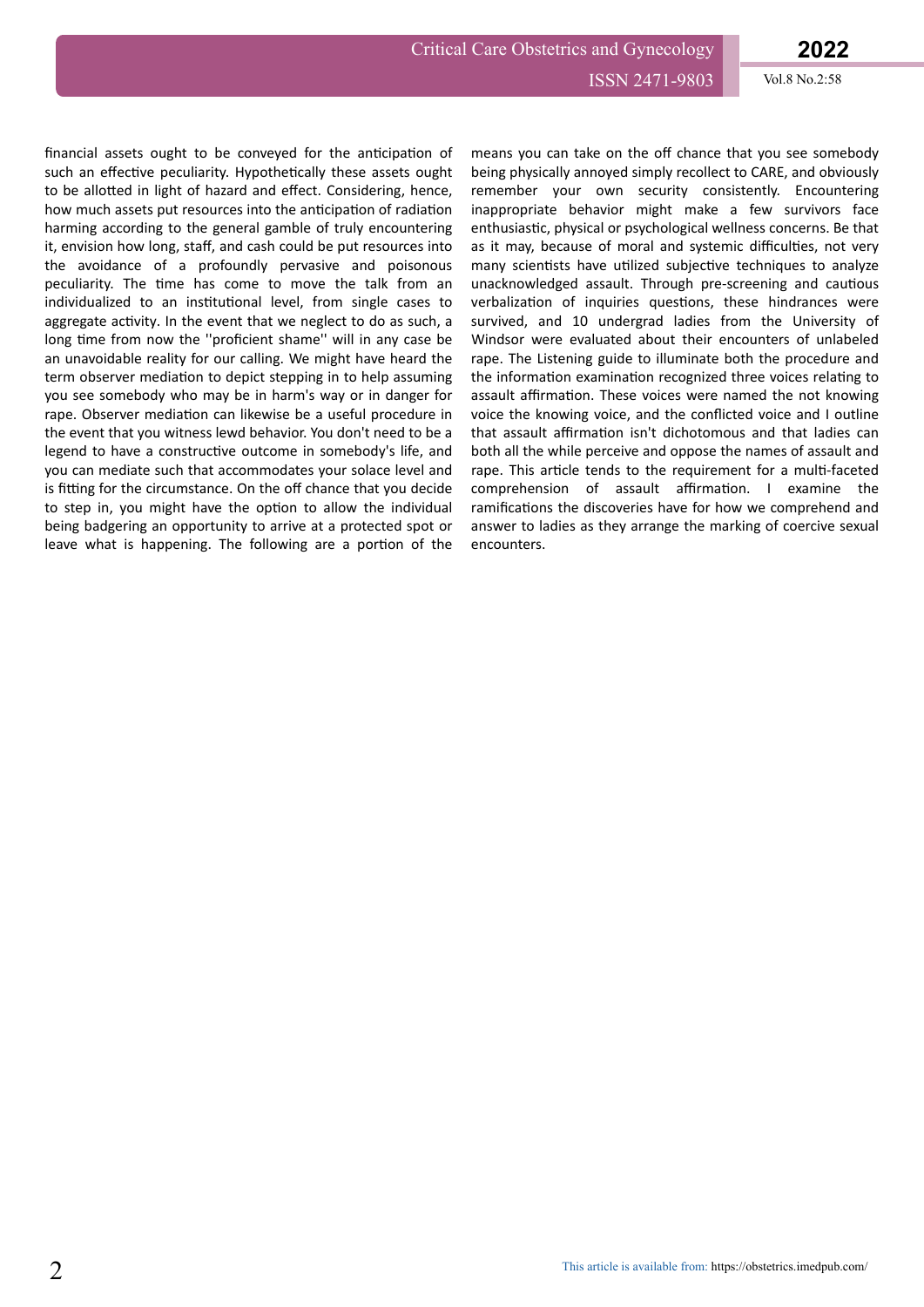financial assets ought to be conveyed for the anticipation of such an effective peculiarity. Hypothetically these assets ought to be allotted in light of hazard and effect. Considering, hence, how much assets put resources into the anticipation of radiation harming according to the general gamble of truly encountering it, envision how long, staff, and cash could be put resources into the avoidance of a profoundly pervasive and poisonous peculiarity. The time has come to move the talk from an individualized to an institutional level, from single cases to aggregate activity. In the event that we neglect to do as such, a long time from now the ''proficient shame'' will in any case be an unavoidable reality for our calling. We might have heard the term observer mediation to depict stepping in to help assuming you see somebody who may be in harm's way or in danger for rape. Observer mediation can likewise be a useful procedure in the event that you witness lewd behavior. You don't need to be a legend to have a constructive outcome in somebody's life, and you can mediate such that accommodates your solace level and is fitting for the circumstance. On the off chance that you decide to step in, you might have the option to allow the individual being badgering an opportunity to arrive at a protected spot or leave what is happening. The following are a portion of the means you can take on the off chance that you see somebody being physically annoyed simply recollect to CARE, and obviously remember your own security consistently. Encountering inappropriate behavior might make a few survivors face enthusiastic, physical or psychological wellness concerns. Be that as it may, because of moral and systemic difficulties, not very many scientists have utilized subjective techniques to analyze unacknowledged assault. Through pre-screening and cautious verbalization of inquiries questions, these hindrances were survived, and 10 undergrad ladies from the University of Windsor were evaluated about their encounters of unlabeled rape. The Listening guide to illuminate both the procedure and the information examination recognized three voices relating to assault affirmation. These voices were named the not knowing voice the knowing voice, and the conflicted voice and I outline that assault affirmation isn't dichotomous and that ladies can both all the while perceive and oppose the names of assault and rape. This article tends to the requirement for a multi-faceted comprehension of assault affirmation. I examine the ramifications the discoveries have for how we comprehend and answer to ladies as they arrange the marking of coercive sexual encounters.